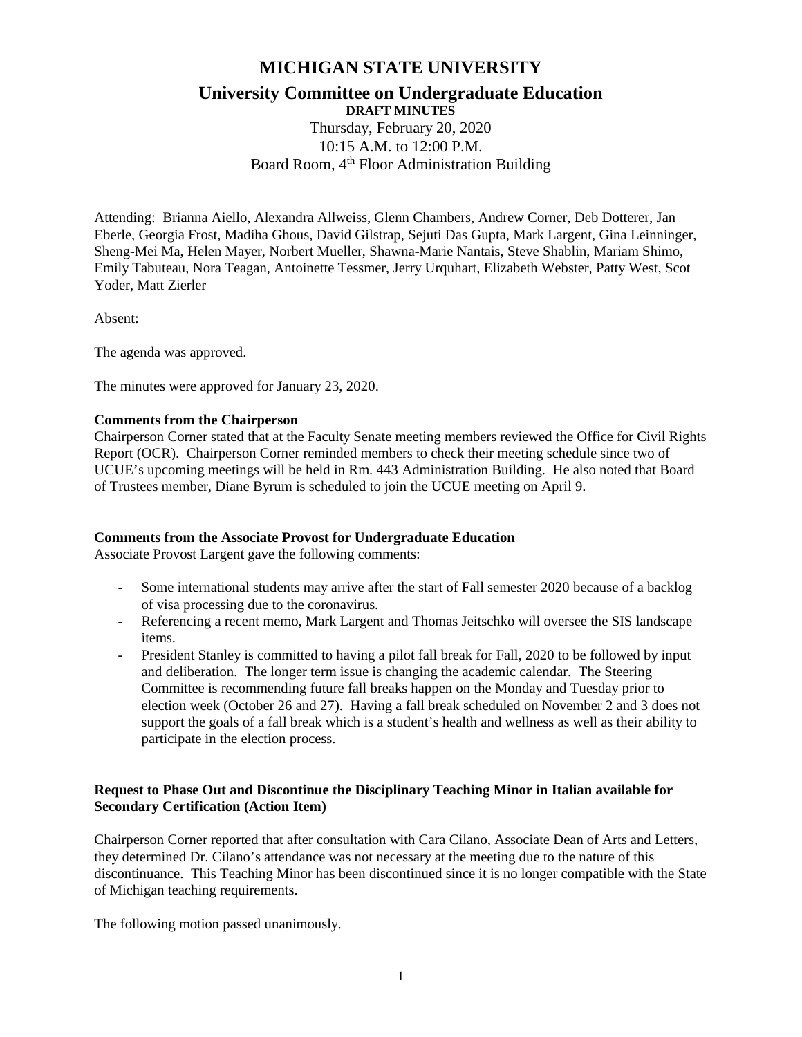# MICHIGAN STATE UNIVERSITY

## University Committee on Undergraduate Education

**DRAFT MINUTES**

Thursday, February 20, 2020
10:15 A.M. to 12:00 P.M.
Board Room, 4th Floor Administration Building

Attending: Brianna Aiello, Alexandra Allweiss, Glenn Chambers, Andrew Corner, Deb Dotterer, Jan Eberle, Georgia Frost, Madiha Ghous, David Gilstrap, Sejuti Das Gupta, Mark Largent, Gina Leinninger, Sheng-Mei Ma, Helen Mayer, Norbert Mueller, Shawna-Marie Nantais, Steve Shablin, Mariam Shimo, Emily Tabuteau, Nora Teagan, Antoinette Tessmer, Jerry Urquhart, Elizabeth Webster, Patty West, Scot Yoder, Matt Zierler

Absent:

The agenda was approved.

The minutes were approved for January 23, 2020.

**Comments from the Chairperson**

Chairperson Corner stated that at the Faculty Senate meeting members reviewed the Office for Civil Rights Report (OCR). Chairperson Corner reminded members to check their meeting schedule since two of UCUE's upcoming meetings will be held in Rm. 443 Administration Building. He also noted that Board of Trustees member, Diane Byrum is scheduled to join the UCUE meeting on April 9.

**Comments from the Associate Provost for Undergraduate Education**

Associate Provost Largent gave the following comments:

- Some international students may arrive after the start of Fall semester 2020 because of a backlog of visa processing due to the coronavirus.
- Referencing a recent memo, Mark Largent and Thomas Jeitschko will oversee the SIS landscape items.
- President Stanley is committed to having a pilot fall break for Fall, 2020 to be followed by input and deliberation. The longer term issue is changing the academic calendar. The Steering Committee is recommending future fall breaks happen on the Monday and Tuesday prior to election week (October 26 and 27). Having a fall break scheduled on November 2 and 3 does not support the goals of a fall break which is a student's health and wellness as well as their ability to participate in the election process.

**Request to Phase Out and Discontinue the Disciplinary Teaching Minor in Italian available for Secondary Certification (Action Item)**

Chairperson Corner reported that after consultation with Cara Cilano, Associate Dean of Arts and Letters, they determined Dr. Cilano's attendance was not necessary at the meeting due to the nature of this discontinuance. This Teaching Minor has been discontinued since it is no longer compatible with the State of Michigan teaching requirements.

The following motion passed unanimously.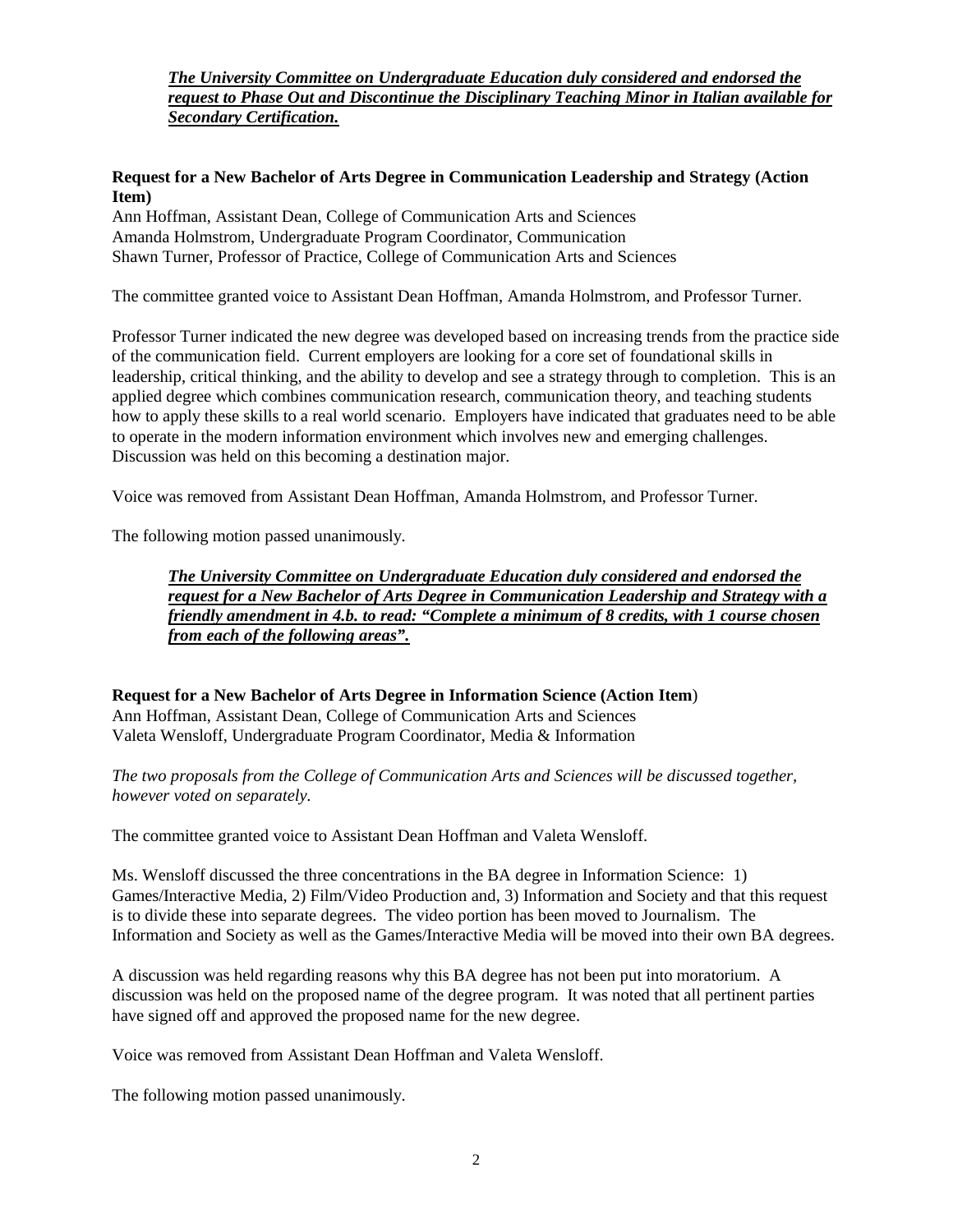***The University Committee on Undergraduate Education duly considered and endorsed the request to Phase Out and Discontinue the Disciplinary Teaching Minor in Italian available for Secondary Certification.***

**Request for a New Bachelor of Arts Degree in Communication Leadership and Strategy (Action Item)**

Ann Hoffman, Assistant Dean, College of Communication Arts and Sciences
Amanda Holmstrom, Undergraduate Program Coordinator, Communication
Shawn Turner, Professor of Practice, College of Communication Arts and Sciences

The committee granted voice to Assistant Dean Hoffman, Amanda Holmstrom, and Professor Turner.

Professor Turner indicated the new degree was developed based on increasing trends from the practice side of the communication field. Current employers are looking for a core set of foundational skills in leadership, critical thinking, and the ability to develop and see a strategy through to completion. This is an applied degree which combines communication research, communication theory, and teaching students how to apply these skills to a real world scenario. Employers have indicated that graduates need to be able to operate in the modern information environment which involves new and emerging challenges. Discussion was held on this becoming a destination major.

Voice was removed from Assistant Dean Hoffman, Amanda Holmstrom, and Professor Turner.

The following motion passed unanimously.

***The University Committee on Undergraduate Education duly considered and endorsed the request for a New Bachelor of Arts Degree in Communication Leadership and Strategy with a friendly amendment in 4.b. to read: "Complete a minimum of 8 credits, with 1 course chosen from each of the following areas".***

**Request for a New Bachelor of Arts Degree in Information Science (Action Item)**

Ann Hoffman, Assistant Dean, College of Communication Arts and Sciences
Valeta Wensloff, Undergraduate Program Coordinator, Media & Information

*The two proposals from the College of Communication Arts and Sciences will be discussed together, however voted on separately.*

The committee granted voice to Assistant Dean Hoffman and Valeta Wensloff.

Ms. Wensloff discussed the three concentrations in the BA degree in Information Science: 1) Games/Interactive Media, 2) Film/Video Production and, 3) Information and Society and that this request is to divide these into separate degrees. The video portion has been moved to Journalism. The Information and Society as well as the Games/Interactive Media will be moved into their own BA degrees.

A discussion was held regarding reasons why this BA degree has not been put into moratorium. A discussion was held on the proposed name of the degree program. It was noted that all pertinent parties have signed off and approved the proposed name for the new degree.

Voice was removed from Assistant Dean Hoffman and Valeta Wensloff.

The following motion passed unanimously.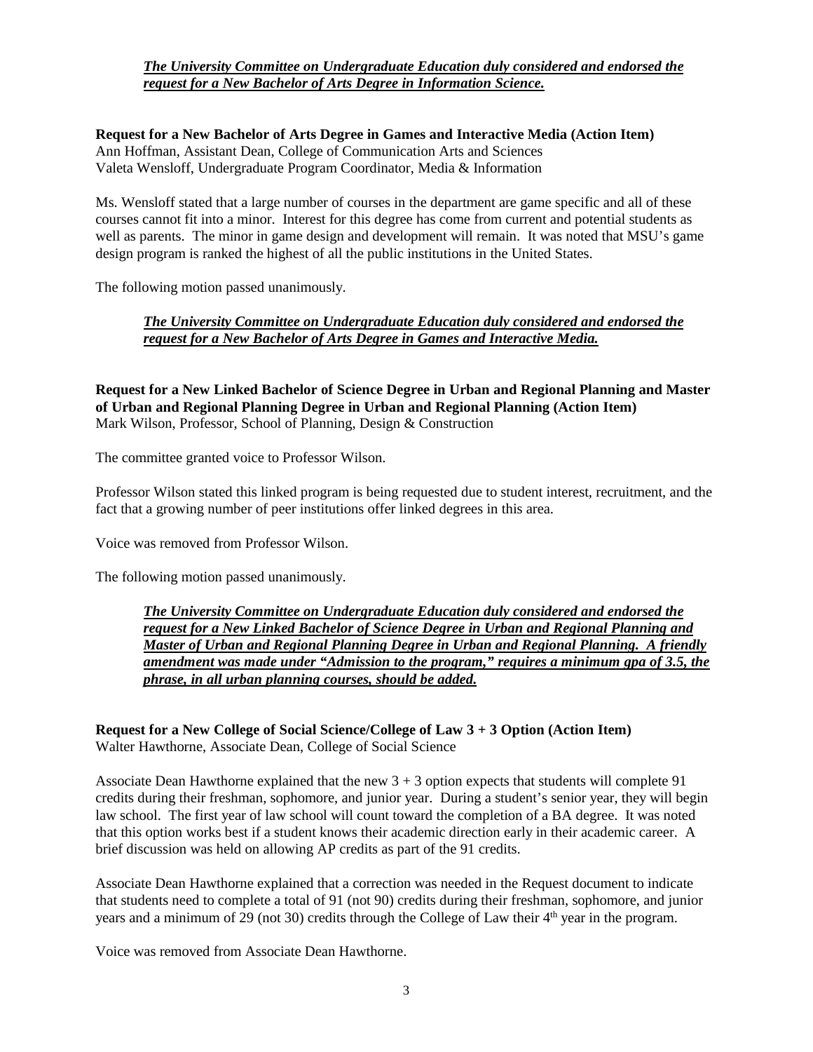***The University Committee on Undergraduate Education duly considered and endorsed the request for a New Bachelor of Arts Degree in Information Science.***

**Request for a New Bachelor of Arts Degree in Games and Interactive Media (Action Item)**
Ann Hoffman, Assistant Dean, College of Communication Arts and Sciences
Valeta Wensloff, Undergraduate Program Coordinator, Media & Information

Ms. Wensloff stated that a large number of courses in the department are game specific and all of these courses cannot fit into a minor. Interest for this degree has come from current and potential students as well as parents. The minor in game design and development will remain. It was noted that MSU's game design program is ranked the highest of all the public institutions in the United States.

The following motion passed unanimously.

***The University Committee on Undergraduate Education duly considered and endorsed the request for a New Bachelor of Arts Degree in Games and Interactive Media.***

**Request for a New Linked Bachelor of Science Degree in Urban and Regional Planning and Master of Urban and Regional Planning Degree in Urban and Regional Planning (Action Item)**
Mark Wilson, Professor, School of Planning, Design & Construction

The committee granted voice to Professor Wilson.

Professor Wilson stated this linked program is being requested due to student interest, recruitment, and the fact that a growing number of peer institutions offer linked degrees in this area.

Voice was removed from Professor Wilson.

The following motion passed unanimously.

***The University Committee on Undergraduate Education duly considered and endorsed the request for a New Linked Bachelor of Science Degree in Urban and Regional Planning and Master of Urban and Regional Planning Degree in Urban and Regional Planning. A friendly amendment was made under "Admission to the program," requires a minimum gpa of 3.5, the phrase, in all urban planning courses, should be added.***

**Request for a New College of Social Science/College of Law 3 + 3 Option (Action Item)**
Walter Hawthorne, Associate Dean, College of Social Science

Associate Dean Hawthorne explained that the new 3 + 3 option expects that students will complete 91 credits during their freshman, sophomore, and junior year. During a student's senior year, they will begin law school. The first year of law school will count toward the completion of a BA degree. It was noted that this option works best if a student knows their academic direction early in their academic career. A brief discussion was held on allowing AP credits as part of the 91 credits.

Associate Dean Hawthorne explained that a correction was needed in the Request document to indicate that students need to complete a total of 91 (not 90) credits during their freshman, sophomore, and junior years and a minimum of 29 (not 30) credits through the College of Law their 4th year in the program.

Voice was removed from Associate Dean Hawthorne.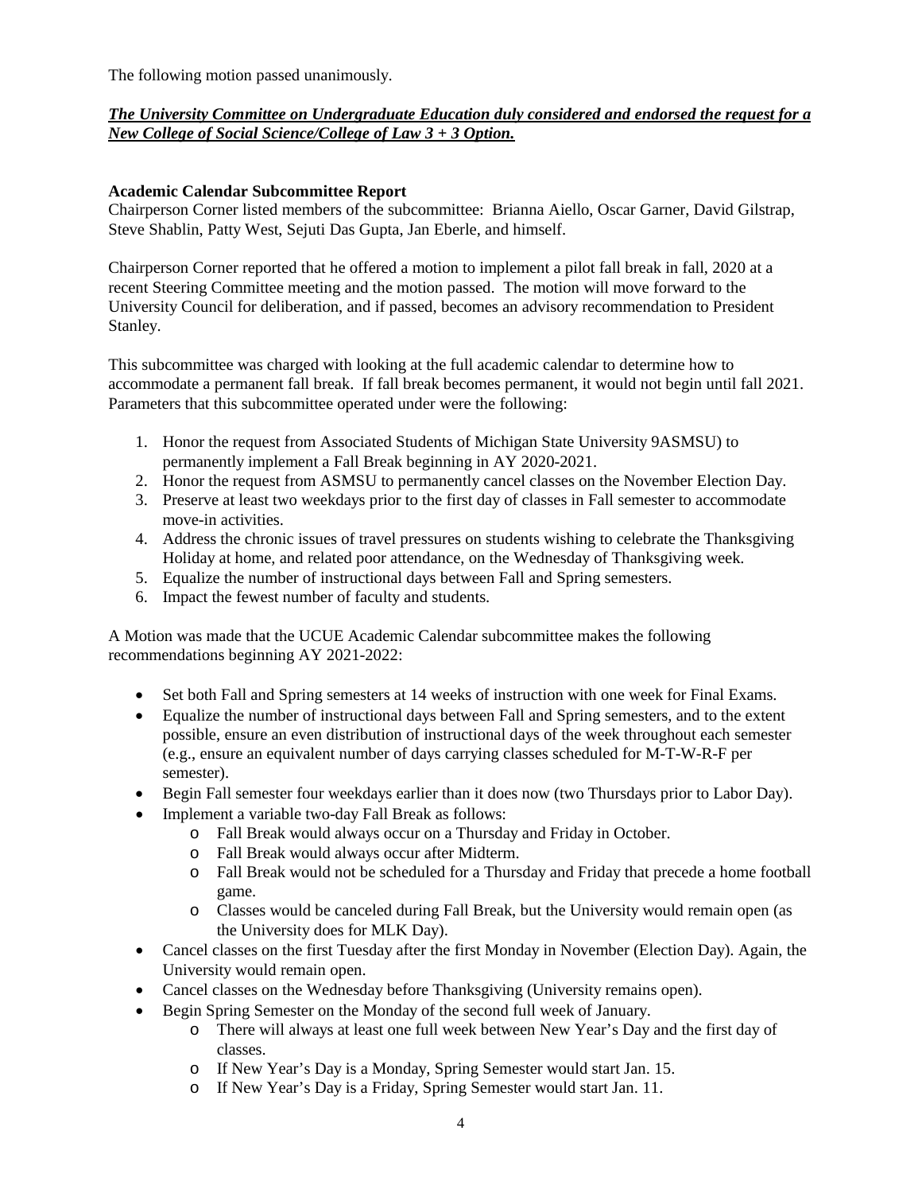The following motion passed unanimously.

***The University Committee on Undergraduate Education duly considered and endorsed the request for a New College of Social Science/College of Law 3 + 3 Option.***

**Academic Calendar Subcommittee Report**

Chairperson Corner listed members of the subcommittee: Brianna Aiello, Oscar Garner, David Gilstrap, Steve Shablin, Patty West, Sejuti Das Gupta, Jan Eberle, and himself.

Chairperson Corner reported that he offered a motion to implement a pilot fall break in fall, 2020 at a recent Steering Committee meeting and the motion passed. The motion will move forward to the University Council for deliberation, and if passed, becomes an advisory recommendation to President Stanley.

This subcommittee was charged with looking at the full academic calendar to determine how to accommodate a permanent fall break. If fall break becomes permanent, it would not begin until fall 2021. Parameters that this subcommittee operated under were the following:

1. Honor the request from Associated Students of Michigan State University 9ASMSU) to permanently implement a Fall Break beginning in AY 2020-2021.
2. Honor the request from ASMSU to permanently cancel classes on the November Election Day.
3. Preserve at least two weekdays prior to the first day of classes in Fall semester to accommodate move-in activities.
4. Address the chronic issues of travel pressures on students wishing to celebrate the Thanksgiving Holiday at home, and related poor attendance, on the Wednesday of Thanksgiving week.
5. Equalize the number of instructional days between Fall and Spring semesters.
6. Impact the fewest number of faculty and students.

A Motion was made that the UCUE Academic Calendar subcommittee makes the following recommendations beginning AY 2021-2022:

- Set both Fall and Spring semesters at 14 weeks of instruction with one week for Final Exams.
- Equalize the number of instructional days between Fall and Spring semesters, and to the extent possible, ensure an even distribution of instructional days of the week throughout each semester (e.g., ensure an equivalent number of days carrying classes scheduled for M-T-W-R-F per semester).
- Begin Fall semester four weekdays earlier than it does now (two Thursdays prior to Labor Day).
- Implement a variable two-day Fall Break as follows:
  - Fall Break would always occur on a Thursday and Friday in October.
  - Fall Break would always occur after Midterm.
  - Fall Break would not be scheduled for a Thursday and Friday that precede a home football game.
  - Classes would be canceled during Fall Break, but the University would remain open (as the University does for MLK Day).
- Cancel classes on the first Tuesday after the first Monday in November (Election Day). Again, the University would remain open.
- Cancel classes on the Wednesday before Thanksgiving (University remains open).
- Begin Spring Semester on the Monday of the second full week of January.
  - There will always at least one full week between New Year's Day and the first day of classes.
  - If New Year's Day is a Monday, Spring Semester would start Jan. 15.
  - If New Year's Day is a Friday, Spring Semester would start Jan. 11.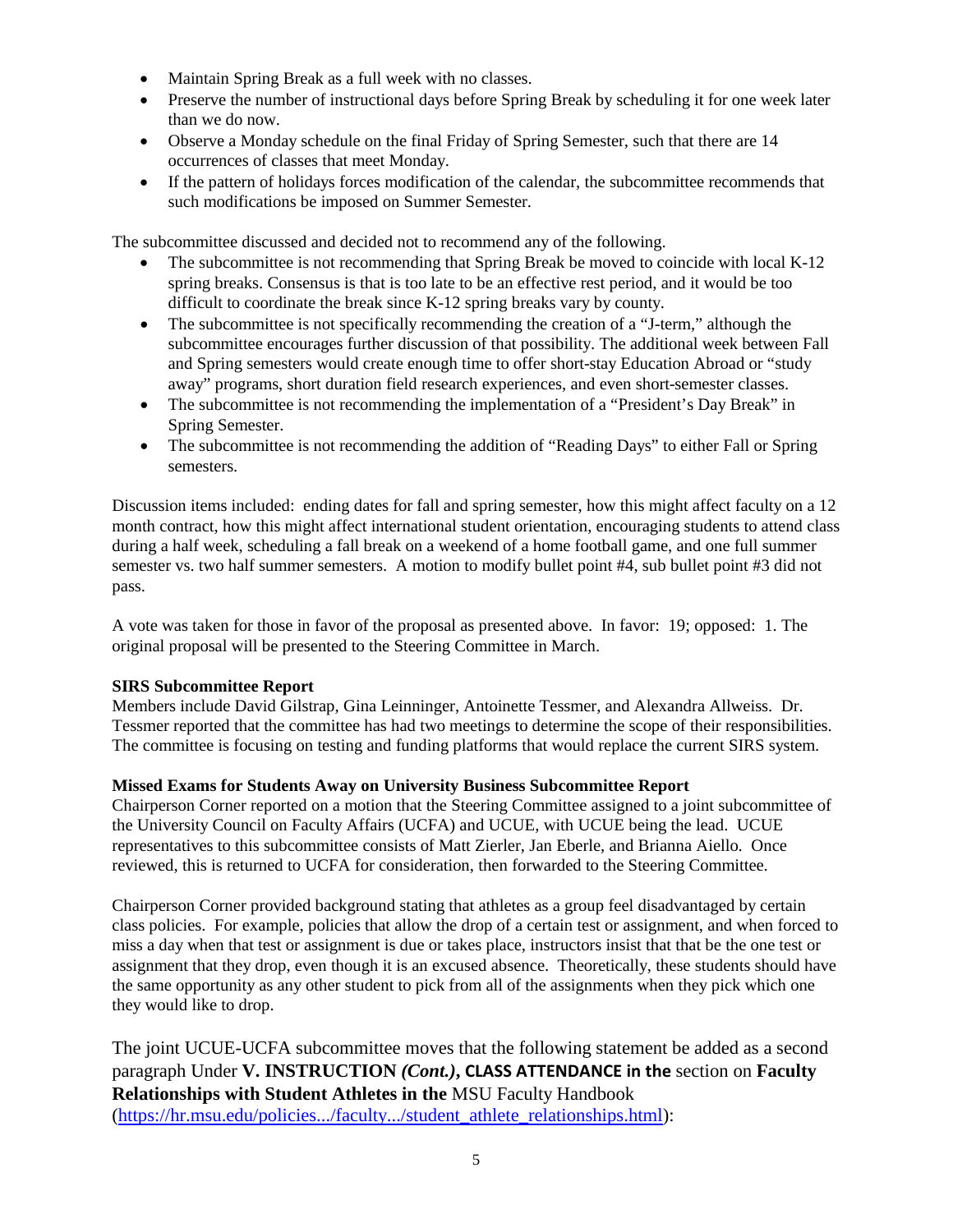- Maintain Spring Break as a full week with no classes.
- Preserve the number of instructional days before Spring Break by scheduling it for one week later than we do now.
- Observe a Monday schedule on the final Friday of Spring Semester, such that there are 14 occurrences of classes that meet Monday.
- If the pattern of holidays forces modification of the calendar, the subcommittee recommends that such modifications be imposed on Summer Semester.

The subcommittee discussed and decided not to recommend any of the following.

- The subcommittee is not recommending that Spring Break be moved to coincide with local K-12 spring breaks. Consensus is that is too late to be an effective rest period, and it would be too difficult to coordinate the break since K-12 spring breaks vary by county.
- The subcommittee is not specifically recommending the creation of a "J-term," although the subcommittee encourages further discussion of that possibility. The additional week between Fall and Spring semesters would create enough time to offer short-stay Education Abroad or "study away" programs, short duration field research experiences, and even short-semester classes.
- The subcommittee is not recommending the implementation of a "President's Day Break" in Spring Semester.
- The subcommittee is not recommending the addition of "Reading Days" to either Fall or Spring semesters.

Discussion items included: ending dates for fall and spring semester, how this might affect faculty on a 12 month contract, how this might affect international student orientation, encouraging students to attend class during a half week, scheduling a fall break on a weekend of a home football game, and one full summer semester vs. two half summer semesters. A motion to modify bullet point #4, sub bullet point #3 did not pass.

A vote was taken for those in favor of the proposal as presented above. In favor: 19; opposed: 1. The original proposal will be presented to the Steering Committee in March.

**SIRS Subcommittee Report**

Members include David Gilstrap, Gina Leinninger, Antoinette Tessmer, and Alexandra Allweiss. Dr. Tessmer reported that the committee has had two meetings to determine the scope of their responsibilities. The committee is focusing on testing and funding platforms that would replace the current SIRS system.

**Missed Exams for Students Away on University Business Subcommittee Report**

Chairperson Corner reported on a motion that the Steering Committee assigned to a joint subcommittee of the University Council on Faculty Affairs (UCFA) and UCUE, with UCUE being the lead. UCUE representatives to this subcommittee consists of Matt Zierler, Jan Eberle, and Brianna Aiello. Once reviewed, this is returned to UCFA for consideration, then forwarded to the Steering Committee.

Chairperson Corner provided background stating that athletes as a group feel disadvantaged by certain class policies. For example, policies that allow the drop of a certain test or assignment, and when forced to miss a day when that test or assignment is due or takes place, instructors insist that that be the one test or assignment that they drop, even though it is an excused absence. Theoretically, these students should have the same opportunity as any other student to pick from all of the assignments when they pick which one they would like to drop.

The joint UCUE-UCFA subcommittee moves that the following statement be added as a second paragraph Under **V. INSTRUCTION *(Cont.)*, CLASS ATTENDANCE in the** section on **Faculty Relationships with Student Athletes in the** MSU Faculty Handbook ([https://hr.msu.edu/policies.../faculty.../student_athlete_relationships.html](https://hr.msu.edu/policies.../faculty.../student_athlete_relationships.html)):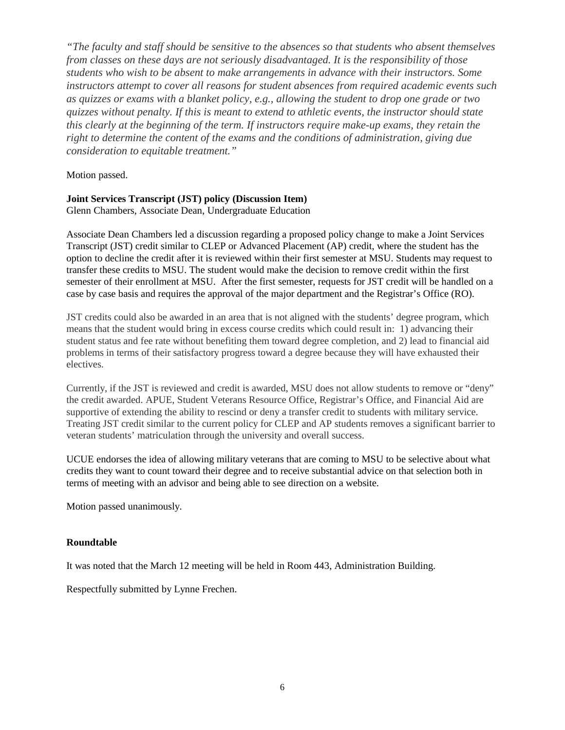*"The faculty and staff should be sensitive to the absences so that students who absent themselves from classes on these days are not seriously disadvantaged. It is the responsibility of those students who wish to be absent to make arrangements in advance with their instructors. Some instructors attempt to cover all reasons for student absences from required academic events such as quizzes or exams with a blanket policy, e.g., allowing the student to drop one grade or two quizzes without penalty. If this is meant to extend to athletic events, the instructor should state this clearly at the beginning of the term. If instructors require make-up exams, they retain the right to determine the content of the exams and the conditions of administration, giving due consideration to equitable treatment."*

Motion passed.

**Joint Services Transcript (JST) policy (Discussion Item)**
Glenn Chambers, Associate Dean, Undergraduate Education

Associate Dean Chambers led a discussion regarding a proposed policy change to make a Joint Services Transcript (JST) credit similar to CLEP or Advanced Placement (AP) credit, where the student has the option to decline the credit after it is reviewed within their first semester at MSU. Students may request to transfer these credits to MSU. The student would make the decision to remove credit within the first semester of their enrollment at MSU. After the first semester, requests for JST credit will be handled on a case by case basis and requires the approval of the major department and the Registrar's Office (RO).

JST credits could also be awarded in an area that is not aligned with the students' degree program, which means that the student would bring in excess course credits which could result in: 1) advancing their student status and fee rate without benefiting them toward degree completion, and 2) lead to financial aid problems in terms of their satisfactory progress toward a degree because they will have exhausted their electives.

Currently, if the JST is reviewed and credit is awarded, MSU does not allow students to remove or "deny" the credit awarded. APUE, Student Veterans Resource Office, Registrar's Office, and Financial Aid are supportive of extending the ability to rescind or deny a transfer credit to students with military service. Treating JST credit similar to the current policy for CLEP and AP students removes a significant barrier to veteran students' matriculation through the university and overall success.

UCUE endorses the idea of allowing military veterans that are coming to MSU to be selective about what credits they want to count toward their degree and to receive substantial advice on that selection both in terms of meeting with an advisor and being able to see direction on a website.

Motion passed unanimously.

**Roundtable**

It was noted that the March 12 meeting will be held in Room 443, Administration Building.

Respectfully submitted by Lynne Frechen.